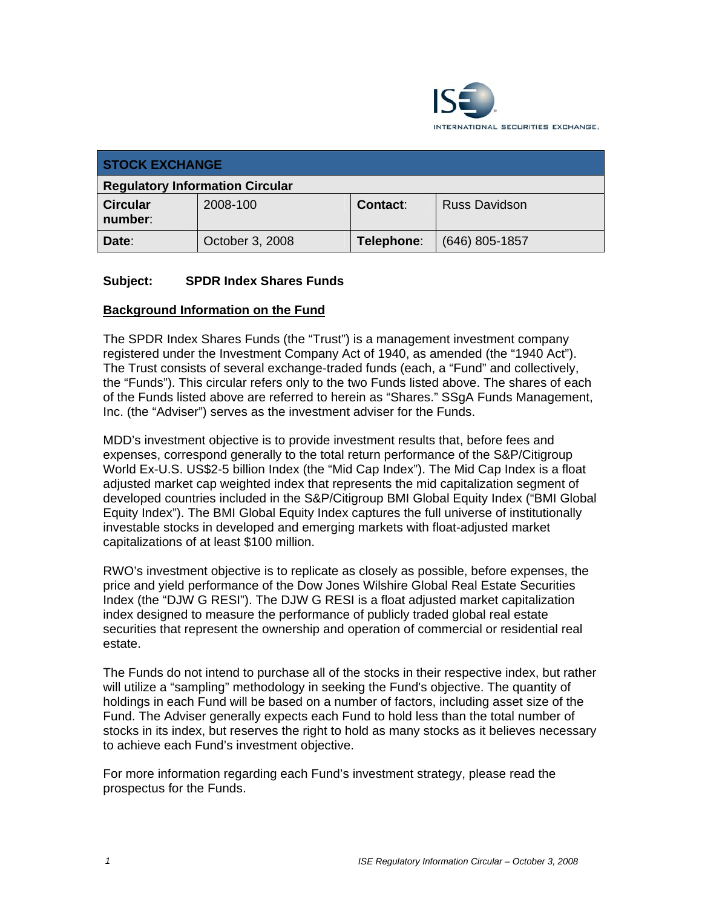INTERNATIONAL SECURITIES EXCHANGE.

| STOCK EXCHANGE | | | |
|---|---|---|---|
| **Regulatory Information Circular** | | | |
| **Circular number:** | 2008-100 | **Contact:** | Russ Davidson |
| **Date:** | October 3, 2008 | **Telephone:** | (646) 805-1857 |

**Subject: SPDR Index Shares Funds**

**Background Information on the Fund**

The SPDR Index Shares Funds (the "Trust") is a management investment company registered under the Investment Company Act of 1940, as amended (the "1940 Act"). The Trust consists of several exchange-traded funds (each, a "Fund" and collectively, the "Funds"). This circular refers only to the two Funds listed above. The shares of each of the Funds listed above are referred to herein as "Shares." SSgA Funds Management, Inc. (the "Adviser") serves as the investment adviser for the Funds.

MDD's investment objective is to provide investment results that, before fees and expenses, correspond generally to the total return performance of the S&P/Citigroup World Ex-U.S. US$2-5 billion Index (the "Mid Cap Index"). The Mid Cap Index is a float adjusted market cap weighted index that represents the mid capitalization segment of developed countries included in the S&P/Citigroup BMI Global Equity Index ("BMI Global Equity Index"). The BMI Global Equity Index captures the full universe of institutionally investable stocks in developed and emerging markets with float-adjusted market capitalizations of at least $100 million.

RWO's investment objective is to replicate as closely as possible, before expenses, the price and yield performance of the Dow Jones Wilshire Global Real Estate Securities Index (the "DJW G RESI"). The DJW G RESI is a float adjusted market capitalization index designed to measure the performance of publicly traded global real estate securities that represent the ownership and operation of commercial or residential real estate.

The Funds do not intend to purchase all of the stocks in their respective index, but rather will utilize a "sampling" methodology in seeking the Fund's objective. The quantity of holdings in each Fund will be based on a number of factors, including asset size of the Fund. The Adviser generally expects each Fund to hold less than the total number of stocks in its index, but reserves the right to hold as many stocks as it believes necessary to achieve each Fund's investment objective.

For more information regarding each Fund's investment strategy, please read the prospectus for the Funds.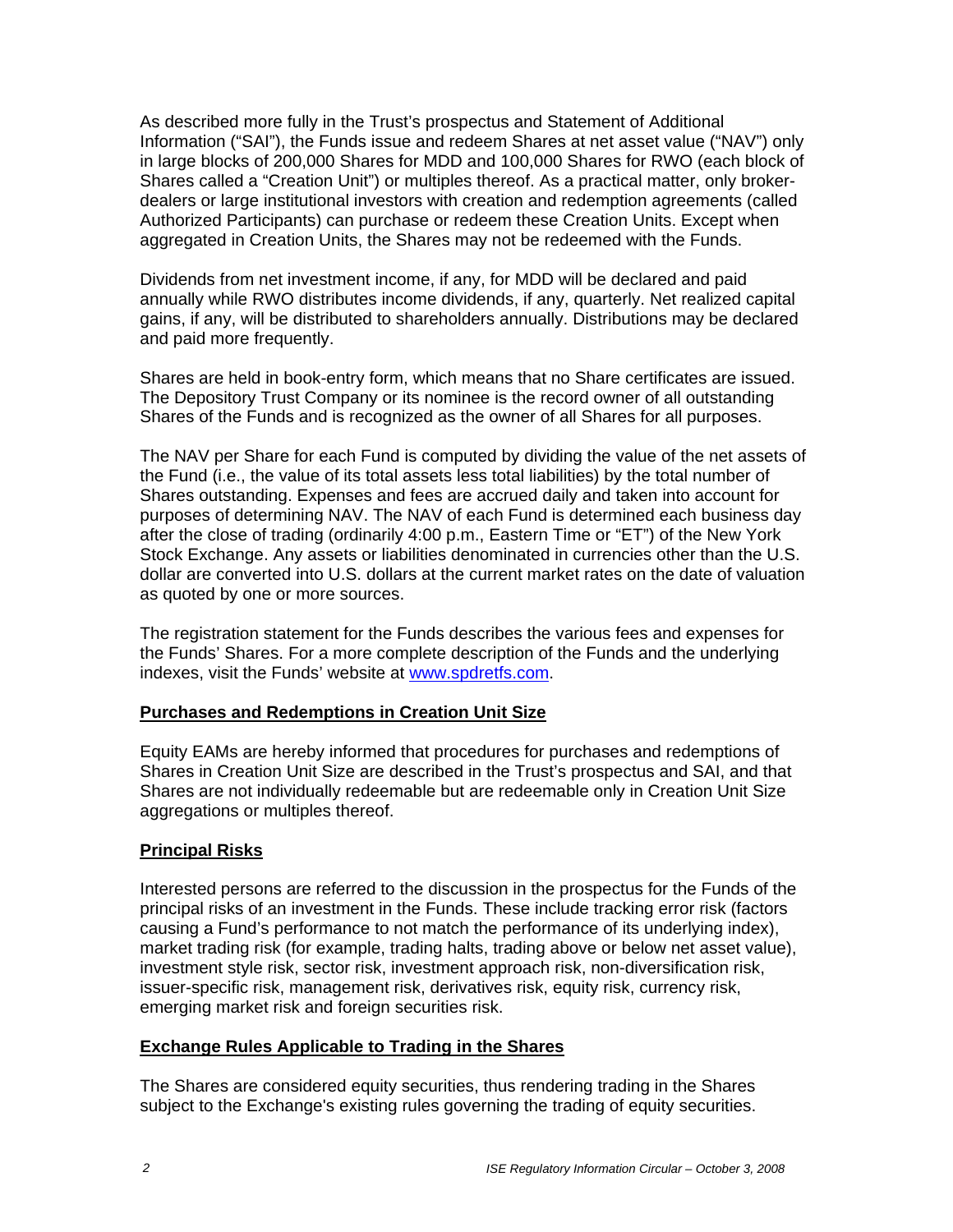As described more fully in the Trust's prospectus and Statement of Additional Information ("SAI"), the Funds issue and redeem Shares at net asset value ("NAV") only in large blocks of 200,000 Shares for MDD and 100,000 Shares for RWO (each block of Shares called a "Creation Unit") or multiples thereof. As a practical matter, only broker-dealers or large institutional investors with creation and redemption agreements (called Authorized Participants) can purchase or redeem these Creation Units. Except when aggregated in Creation Units, the Shares may not be redeemed with the Funds.

Dividends from net investment income, if any, for MDD will be declared and paid annually while RWO distributes income dividends, if any, quarterly. Net realized capital gains, if any, will be distributed to shareholders annually. Distributions may be declared and paid more frequently.

Shares are held in book-entry form, which means that no Share certificates are issued. The Depository Trust Company or its nominee is the record owner of all outstanding Shares of the Funds and is recognized as the owner of all Shares for all purposes.

The NAV per Share for each Fund is computed by dividing the value of the net assets of the Fund (i.e., the value of its total assets less total liabilities) by the total number of Shares outstanding. Expenses and fees are accrued daily and taken into account for purposes of determining NAV. The NAV of each Fund is determined each business day after the close of trading (ordinarily 4:00 p.m., Eastern Time or "ET") of the New York Stock Exchange. Any assets or liabilities denominated in currencies other than the U.S. dollar are converted into U.S. dollars at the current market rates on the date of valuation as quoted by one or more sources.

The registration statement for the Funds describes the various fees and expenses for the Funds' Shares. For a more complete description of the Funds and the underlying indexes, visit the Funds' website at www.spdretfs.com.

## Purchases and Redemptions in Creation Unit Size

Equity EAMs are hereby informed that procedures for purchases and redemptions of Shares in Creation Unit Size are described in the Trust's prospectus and SAI, and that Shares are not individually redeemable but are redeemable only in Creation Unit Size aggregations or multiples thereof.

## Principal Risks

Interested persons are referred to the discussion in the prospectus for the Funds of the principal risks of an investment in the Funds. These include tracking error risk (factors causing a Fund's performance to not match the performance of its underlying index), market trading risk (for example, trading halts, trading above or below net asset value), investment style risk, sector risk, investment approach risk, non-diversification risk, issuer-specific risk, management risk, derivatives risk, equity risk, currency risk, emerging market risk and foreign securities risk.

## Exchange Rules Applicable to Trading in the Shares

The Shares are considered equity securities, thus rendering trading in the Shares subject to the Exchange's existing rules governing the trading of equity securities.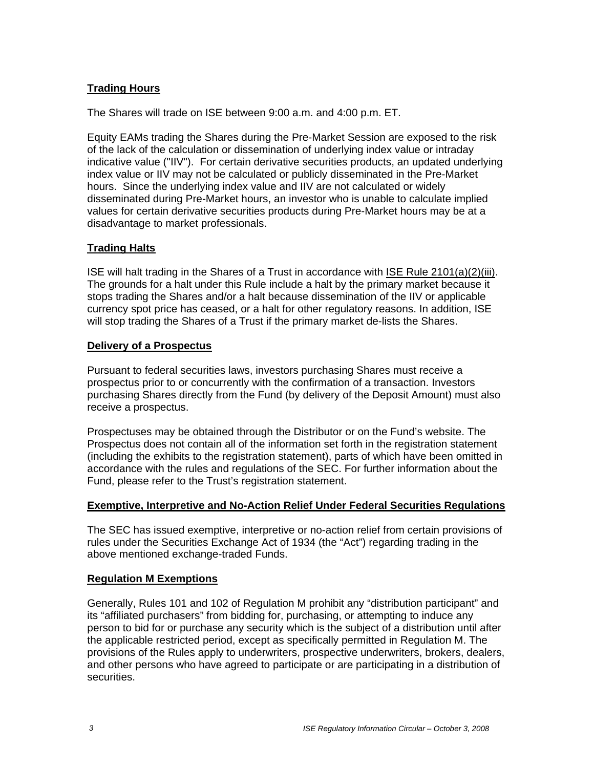## Trading Hours

The Shares will trade on ISE between 9:00 a.m. and 4:00 p.m. ET.

Equity EAMs trading the Shares during the Pre-Market Session are exposed to the risk of the lack of the calculation or dissemination of underlying index value or intraday indicative value ("IIV"). For certain derivative securities products, an updated underlying index value or IIV may not be calculated or publicly disseminated in the Pre-Market hours. Since the underlying index value and IIV are not calculated or widely disseminated during Pre-Market hours, an investor who is unable to calculate implied values for certain derivative securities products during Pre-Market hours may be at a disadvantage to market professionals.

## Trading Halts

ISE will halt trading in the Shares of a Trust in accordance with ISE Rule 2101(a)(2)(iii). The grounds for a halt under this Rule include a halt by the primary market because it stops trading the Shares and/or a halt because dissemination of the IIV or applicable currency spot price has ceased, or a halt for other regulatory reasons. In addition, ISE will stop trading the Shares of a Trust if the primary market de-lists the Shares.

## Delivery of a Prospectus

Pursuant to federal securities laws, investors purchasing Shares must receive a prospectus prior to or concurrently with the confirmation of a transaction. Investors purchasing Shares directly from the Fund (by delivery of the Deposit Amount) must also receive a prospectus.

Prospectuses may be obtained through the Distributor or on the Fund's website. The Prospectus does not contain all of the information set forth in the registration statement (including the exhibits to the registration statement), parts of which have been omitted in accordance with the rules and regulations of the SEC. For further information about the Fund, please refer to the Trust's registration statement.

## Exemptive, Interpretive and No-Action Relief Under Federal Securities Regulations

The SEC has issued exemptive, interpretive or no-action relief from certain provisions of rules under the Securities Exchange Act of 1934 (the "Act") regarding trading in the above mentioned exchange-traded Funds.

## Regulation M Exemptions

Generally, Rules 101 and 102 of Regulation M prohibit any "distribution participant" and its "affiliated purchasers" from bidding for, purchasing, or attempting to induce any person to bid for or purchase any security which is the subject of a distribution until after the applicable restricted period, except as specifically permitted in Regulation M. The provisions of the Rules apply to underwriters, prospective underwriters, brokers, dealers, and other persons who have agreed to participate or are participating in a distribution of securities.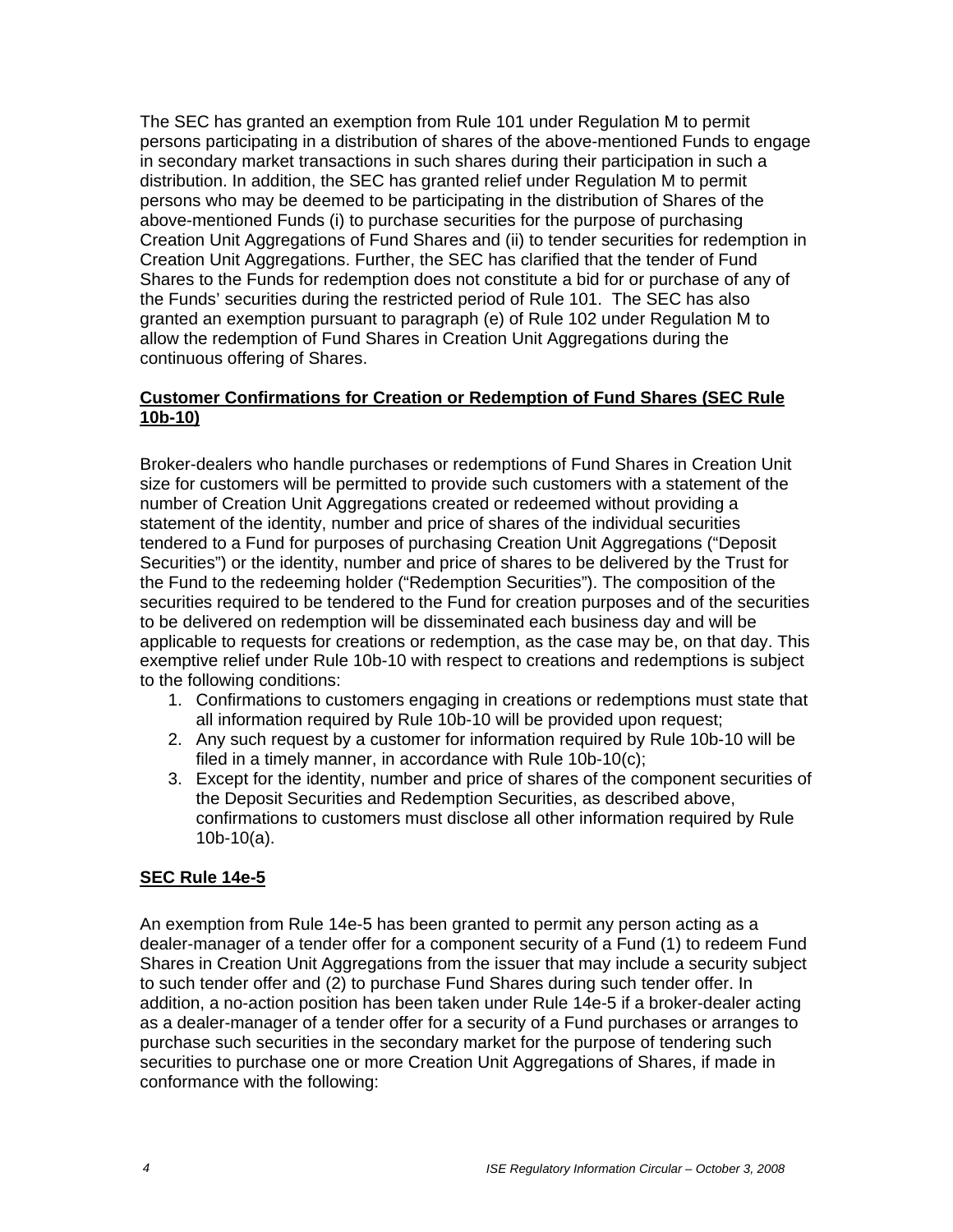The SEC has granted an exemption from Rule 101 under Regulation M to permit persons participating in a distribution of shares of the above-mentioned Funds to engage in secondary market transactions in such shares during their participation in such a distribution. In addition, the SEC has granted relief under Regulation M to permit persons who may be deemed to be participating in the distribution of Shares of the above-mentioned Funds (i) to purchase securities for the purpose of purchasing Creation Unit Aggregations of Fund Shares and (ii) to tender securities for redemption in Creation Unit Aggregations. Further, the SEC has clarified that the tender of Fund Shares to the Funds for redemption does not constitute a bid for or purchase of any of the Funds' securities during the restricted period of Rule 101. The SEC has also granted an exemption pursuant to paragraph (e) of Rule 102 under Regulation M to allow the redemption of Fund Shares in Creation Unit Aggregations during the continuous offering of Shares.

**Customer Confirmations for Creation or Redemption of Fund Shares (SEC Rule 10b-10)**

Broker-dealers who handle purchases or redemptions of Fund Shares in Creation Unit size for customers will be permitted to provide such customers with a statement of the number of Creation Unit Aggregations created or redeemed without providing a statement of the identity, number and price of shares of the individual securities tendered to a Fund for purposes of purchasing Creation Unit Aggregations ("Deposit Securities") or the identity, number and price of shares to be delivered by the Trust for the Fund to the redeeming holder ("Redemption Securities"). The composition of the securities required to be tendered to the Fund for creation purposes and of the securities to be delivered on redemption will be disseminated each business day and will be applicable to requests for creations or redemption, as the case may be, on that day. This exemptive relief under Rule 10b-10 with respect to creations and redemptions is subject to the following conditions:

1. Confirmations to customers engaging in creations or redemptions must state that all information required by Rule 10b-10 will be provided upon request;
2. Any such request by a customer for information required by Rule 10b-10 will be filed in a timely manner, in accordance with Rule 10b-10(c);
3. Except for the identity, number and price of shares of the component securities of the Deposit Securities and Redemption Securities, as described above, confirmations to customers must disclose all other information required by Rule 10b-10(a).

**SEC Rule 14e-5**

An exemption from Rule 14e-5 has been granted to permit any person acting as a dealer-manager of a tender offer for a component security of a Fund (1) to redeem Fund Shares in Creation Unit Aggregations from the issuer that may include a security subject to such tender offer and (2) to purchase Fund Shares during such tender offer. In addition, a no-action position has been taken under Rule 14e-5 if a broker-dealer acting as a dealer-manager of a tender offer for a security of a Fund purchases or arranges to purchase such securities in the secondary market for the purpose of tendering such securities to purchase one or more Creation Unit Aggregations of Shares, if made in conformance with the following: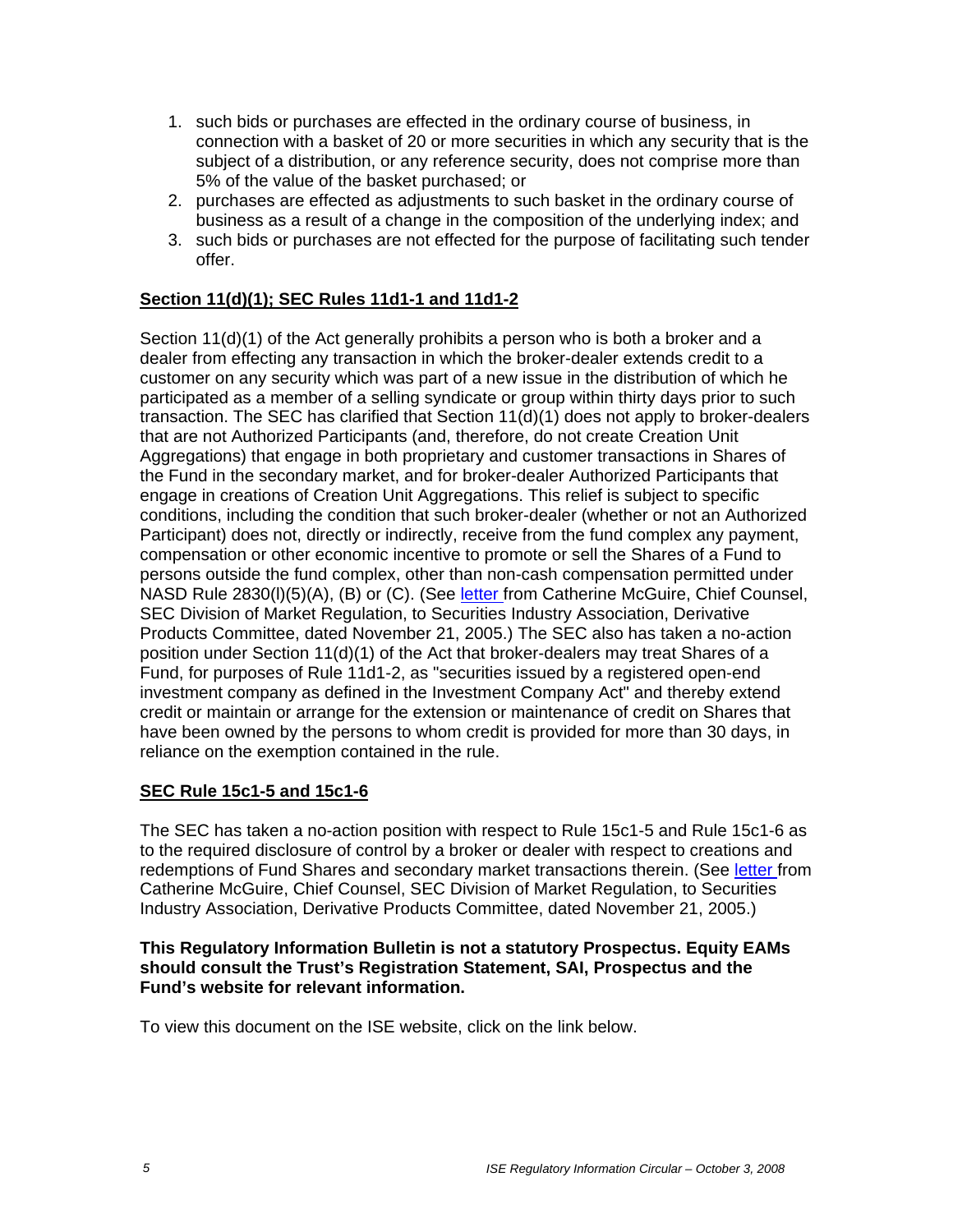1. such bids or purchases are effected in the ordinary course of business, in connection with a basket of 20 or more securities in which any security that is the subject of a distribution, or any reference security, does not comprise more than 5% of the value of the basket purchased; or
2. purchases are effected as adjustments to such basket in the ordinary course of business as a result of a change in the composition of the underlying index; and
3. such bids or purchases are not effected for the purpose of facilitating such tender offer.

**Section 11(d)(1); SEC Rules 11d1-1 and 11d1-2**

Section 11(d)(1) of the Act generally prohibits a person who is both a broker and a dealer from effecting any transaction in which the broker-dealer extends credit to a customer on any security which was part of a new issue in the distribution of which he participated as a member of a selling syndicate or group within thirty days prior to such transaction. The SEC has clarified that Section 11(d)(1) does not apply to broker-dealers that are not Authorized Participants (and, therefore, do not create Creation Unit Aggregations) that engage in both proprietary and customer transactions in Shares of the Fund in the secondary market, and for broker-dealer Authorized Participants that engage in creations of Creation Unit Aggregations. This relief is subject to specific conditions, including the condition that such broker-dealer (whether or not an Authorized Participant) does not, directly or indirectly, receive from the fund complex any payment, compensation or other economic incentive to promote or sell the Shares of a Fund to persons outside the fund complex, other than non-cash compensation permitted under NASD Rule 2830(l)(5)(A), (B) or (C). (See letter from Catherine McGuire, Chief Counsel, SEC Division of Market Regulation, to Securities Industry Association, Derivative Products Committee, dated November 21, 2005.) The SEC also has taken a no-action position under Section 11(d)(1) of the Act that broker-dealers may treat Shares of a Fund, for purposes of Rule 11d1-2, as "securities issued by a registered open-end investment company as defined in the Investment Company Act" and thereby extend credit or maintain or arrange for the extension or maintenance of credit on Shares that have been owned by the persons to whom credit is provided for more than 30 days, in reliance on the exemption contained in the rule.

**SEC Rule 15c1-5 and 15c1-6**

The SEC has taken a no-action position with respect to Rule 15c1-5 and Rule 15c1-6 as to the required disclosure of control by a broker or dealer with respect to creations and redemptions of Fund Shares and secondary market transactions therein. (See letter from Catherine McGuire, Chief Counsel, SEC Division of Market Regulation, to Securities Industry Association, Derivative Products Committee, dated November 21, 2005.)

**This Regulatory Information Bulletin is not a statutory Prospectus. Equity EAMs should consult the Trust's Registration Statement, SAI, Prospectus and the Fund's website for relevant information.**

To view this document on the ISE website, click on the link below.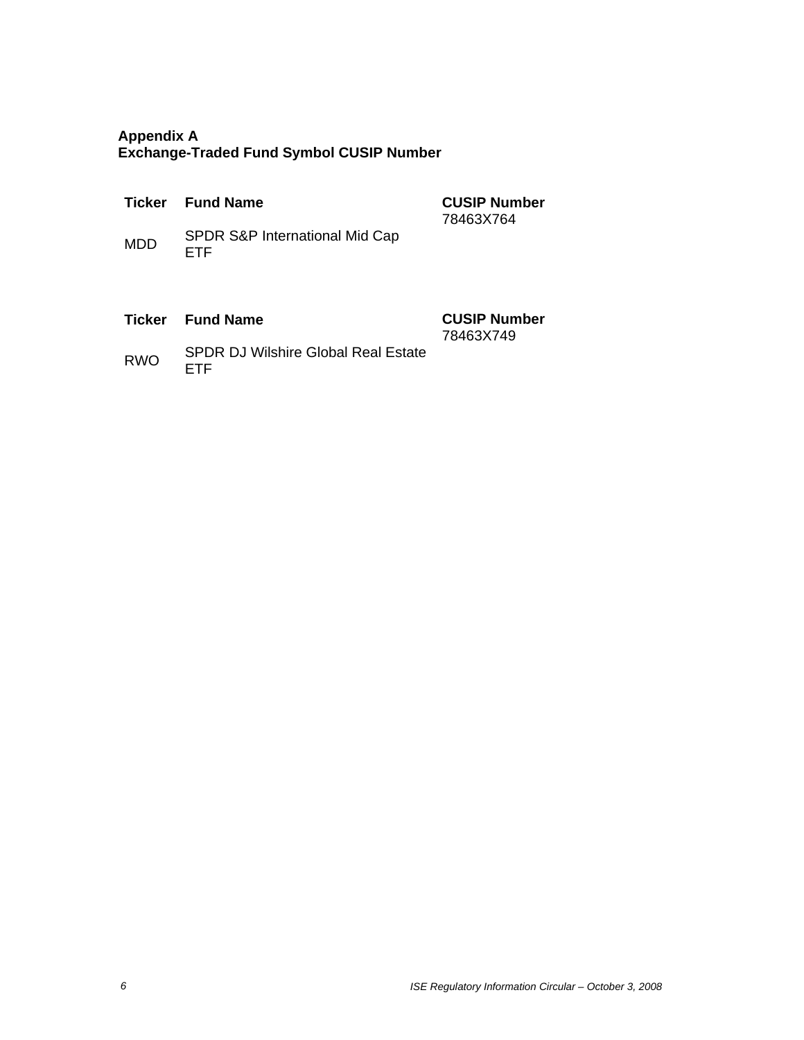**Appendix A**
**Exchange-Traded Fund Symbol CUSIP Number**

| Ticker | Fund Name | CUSIP Number |
| --- | --- | --- |
| MDD | SPDR S&P International Mid Cap ETF | 78463X764 |

| Ticker | Fund Name | CUSIP Number |
| --- | --- | --- |
| RWO | SPDR DJ Wilshire Global Real Estate ETF | 78463X749 |